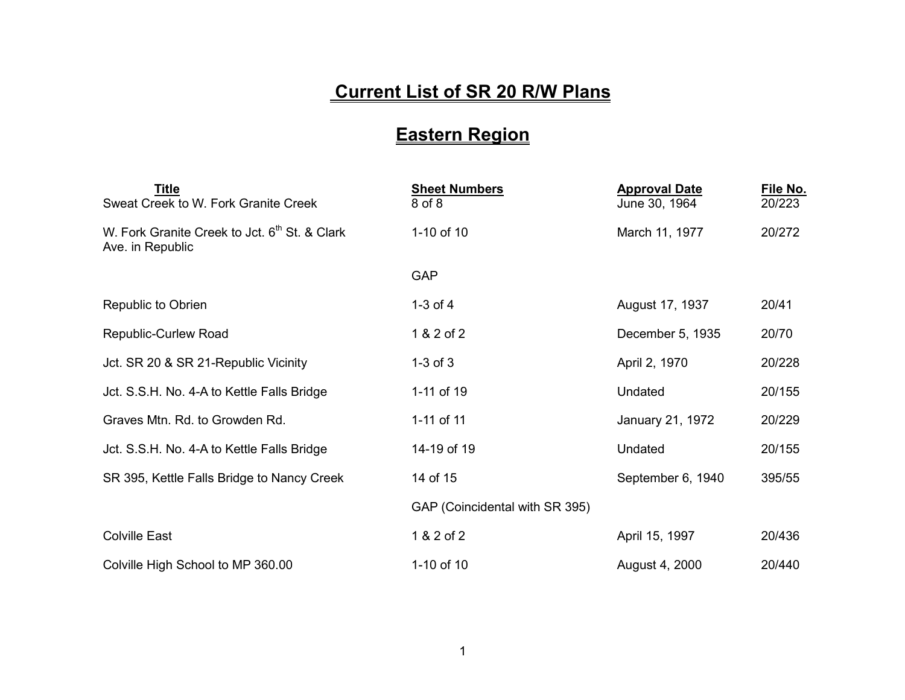# Current List of SR 20 R/W Plans

## Eastern Region

| Title | Sheet Numbers | Approval Date | File No. |
|---|---|---|---|
| Sweat Creek to W. Fork Granite Creek | 8 of 8 | June 30, 1964 | 20/223 |
| W. Fork Granite Creek to Jct. 6th St. & Clark Ave. in Republic | 1-10 of 10 | March 11, 1977 | 20/272 |
| | GAP | | |
| Republic to Obrien | 1-3 of 4 | August 17, 1937 | 20/41 |
| Republic-Curlew Road | 1 & 2 of 2 | December 5, 1935 | 20/70 |
| Jct. SR 20 & SR 21-Republic Vicinity | 1-3 of 3 | April 2, 1970 | 20/228 |
| Jct. S.S.H. No. 4-A to Kettle Falls Bridge | 1-11 of 19 | Undated | 20/155 |
| Graves Mtn. Rd. to Growden Rd. | 1-11 of 11 | January 21, 1972 | 20/229 |
| Jct. S.S.H. No. 4-A to Kettle Falls Bridge | 14-19 of 19 | Undated | 20/155 |
| SR 395, Kettle Falls Bridge to Nancy Creek | 14 of 15 | September 6, 1940 | 395/55 |
| | GAP (Coincidental with SR 395) | | |
| Colville East | 1 & 2 of 2 | April 15, 1997 | 20/436 |
| Colville High School to MP 360.00 | 1-10 of 10 | August 4, 2000 | 20/440 |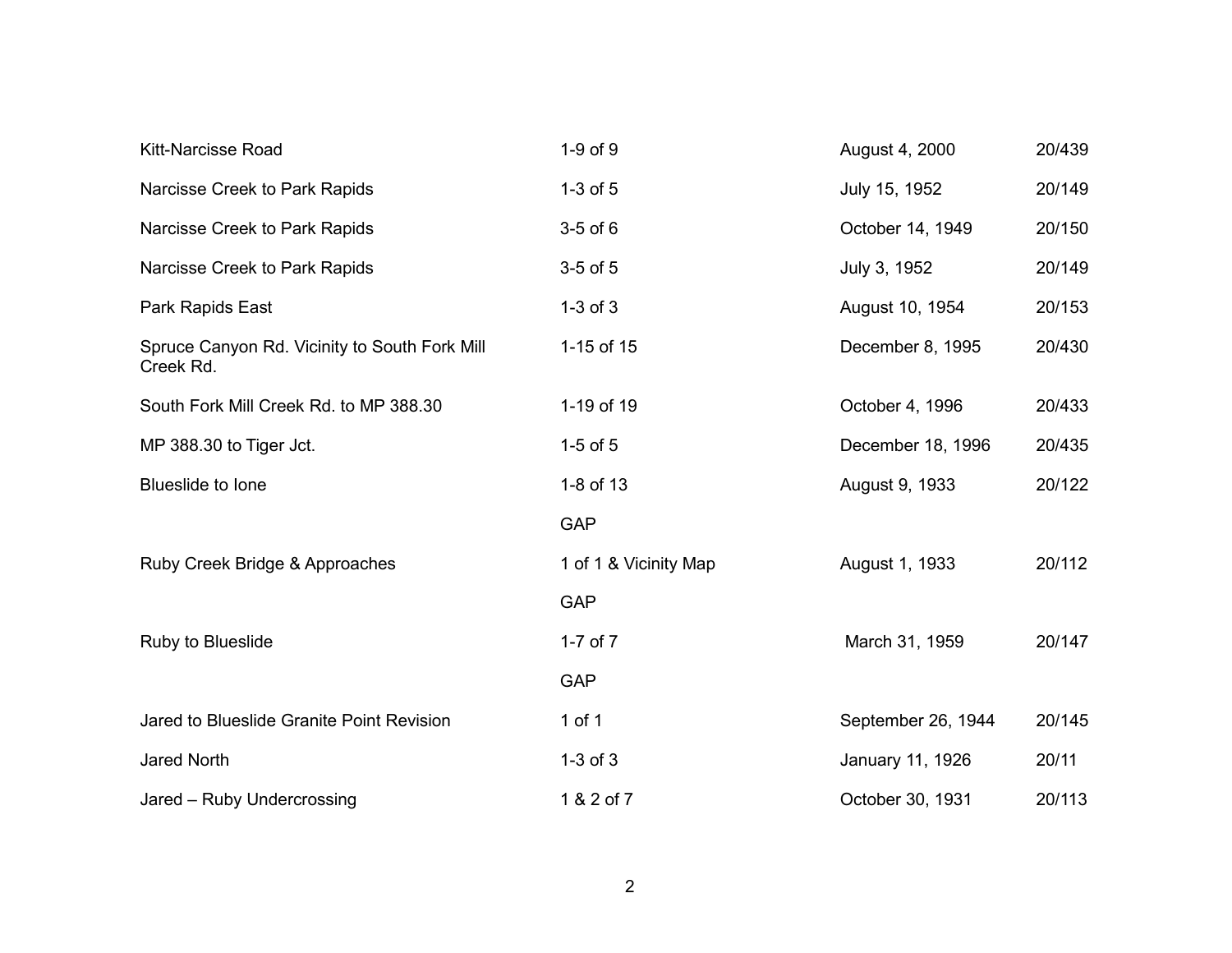| | | | |
|---|---|---|---|
| Kitt-Narcisse Road | 1-9 of 9 | August 4, 2000 | 20/439 |
| Narcisse Creek to Park Rapids | 1-3 of 5 | July 15, 1952 | 20/149 |
| Narcisse Creek to Park Rapids | 3-5 of 6 | October 14, 1949 | 20/150 |
| Narcisse Creek to Park Rapids | 3-5 of 5 | July 3, 1952 | 20/149 |
| Park Rapids East | 1-3 of 3 | August 10, 1954 | 20/153 |
| Spruce Canyon Rd. Vicinity to South Fork Mill Creek Rd. | 1-15 of 15 | December 8, 1995 | 20/430 |
| South Fork Mill Creek Rd. to MP 388.30 | 1-19 of 19 | October 4, 1996 | 20/433 |
| MP 388.30 to Tiger Jct. | 1-5 of 5 | December 18, 1996 | 20/435 |
| Blueslide to Ione | 1-8 of 13 | August 9, 1933 | 20/122 |
| | GAP | | |
| Ruby Creek Bridge & Approaches | 1 of 1 & Vicinity Map | August 1, 1933 | 20/112 |
| | GAP | | |
| Ruby to Blueslide | 1-7 of 7 | March 31, 1959 | 20/147 |
| | GAP | | |
| Jared to Blueslide Granite Point Revision | 1 of 1 | September 26, 1944 | 20/145 |
| Jared North | 1-3 of 3 | January 11, 1926 | 20/11 |
| Jared – Ruby Undercrossing | 1 & 2 of 7 | October 30, 1931 | 20/113 |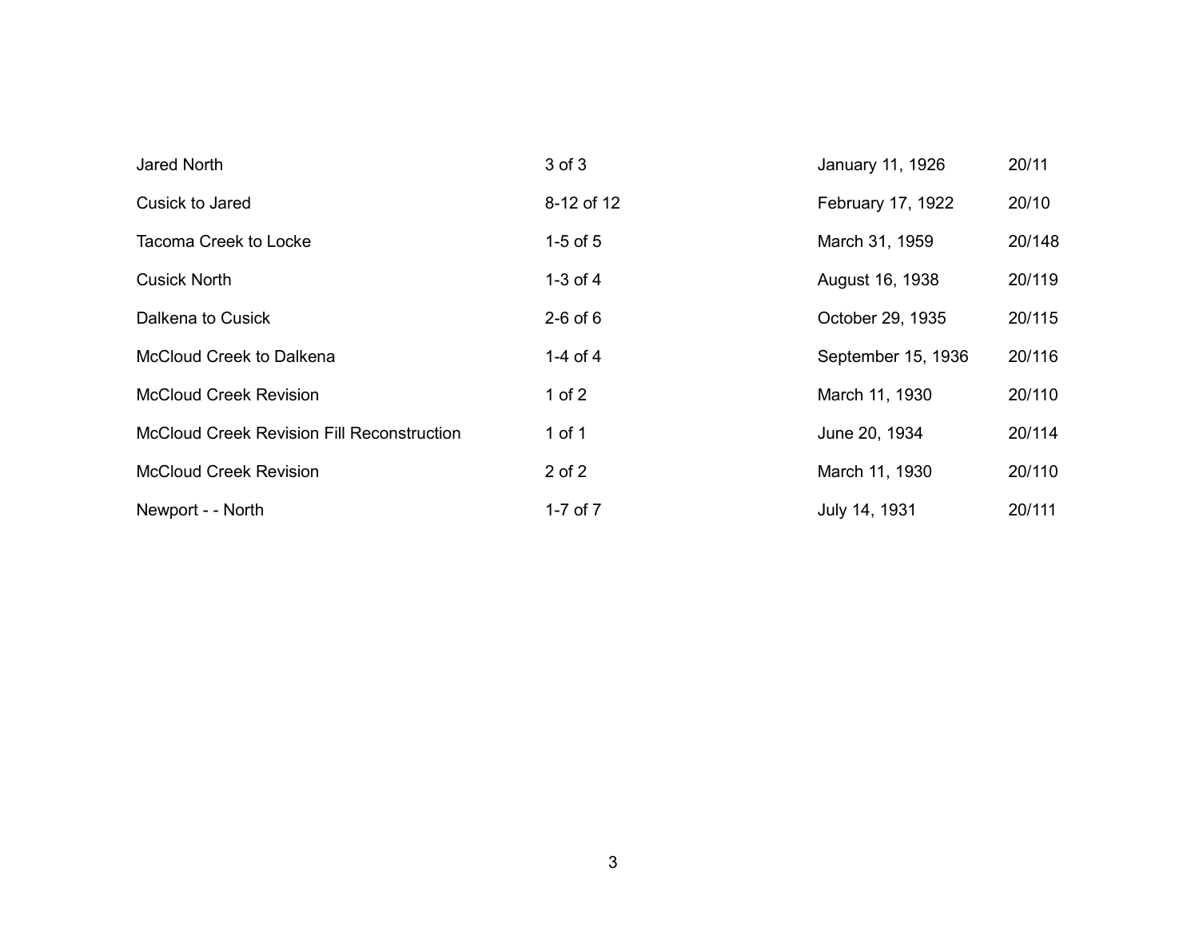| | | | |
|---|---|---|---|
| Jared North | 3 of 3 | January 11, 1926 | 20/11 |
| Cusick to Jared | 8-12 of 12 | February 17, 1922 | 20/10 |
| Tacoma Creek to Locke | 1-5 of 5 | March 31, 1959 | 20/148 |
| Cusick North | 1-3 of 4 | August 16, 1938 | 20/119 |
| Dalkena to Cusick | 2-6 of 6 | October 29, 1935 | 20/115 |
| McCloud Creek to Dalkena | 1-4 of 4 | September 15, 1936 | 20/116 |
| McCloud Creek Revision | 1 of 2 | March 11, 1930 | 20/110 |
| McCloud Creek Revision Fill Reconstruction | 1 of 1 | June 20, 1934 | 20/114 |
| McCloud Creek Revision | 2 of 2 | March 11, 1930 | 20/110 |
| Newport - - North | 1-7 of 7 | July 14, 1931 | 20/111 |